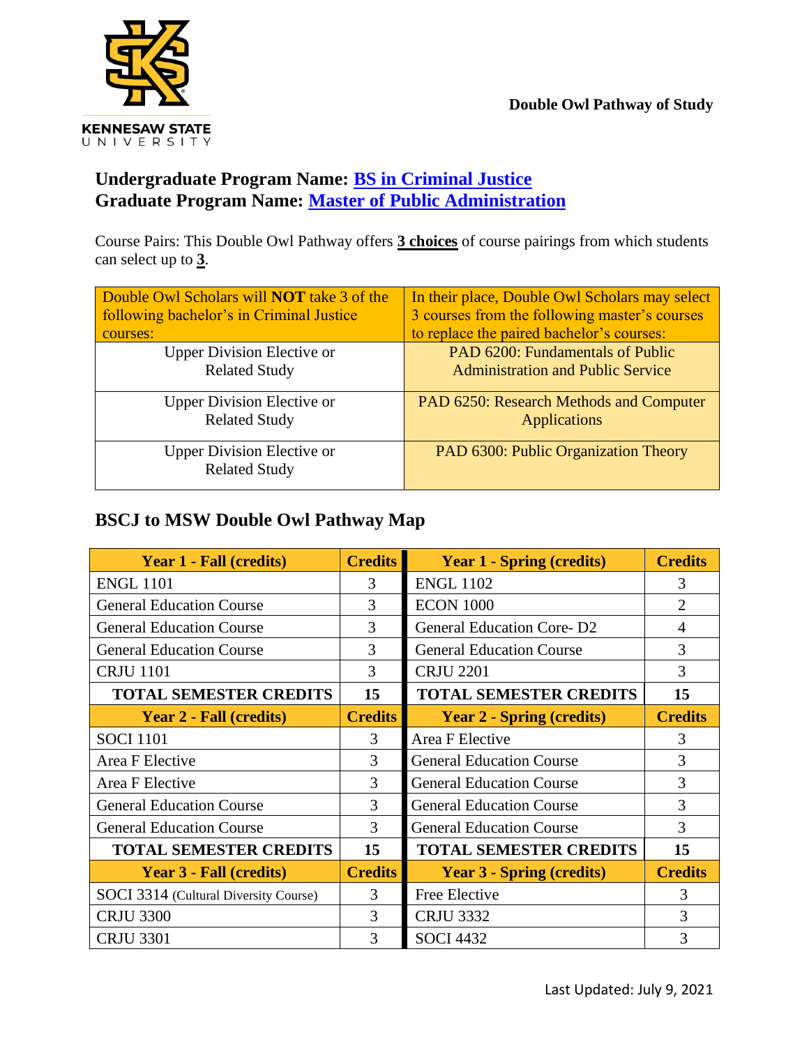**Double Owl Pathway of Study**

## Undergraduate Program Name: [BS in Criminal Justice]
## Graduate Program Name: [Master of Public Administration]

Course Pairs: This Double Owl Pathway offers **3 choices** of course pairings from which students can select up to **3**.

| Double Owl Scholars will **NOT** take 3 of the following bachelor's in Criminal Justice courses: | In their place, Double Owl Scholars may select 3 courses from the following master's courses to replace the paired bachelor's courses: |
|---|---|
| Upper Division Elective or Related Study | PAD 6200: Fundamentals of Public Administration and Public Service |
| Upper Division Elective or Related Study | PAD 6250: Research Methods and Computer Applications |
| Upper Division Elective or Related Study | PAD 6300: Public Organization Theory |

## BSCJ to MSW Double Owl Pathway Map

| Year 1 - Fall (credits) | Credits | Year 1 - Spring (credits) | Credits |
|---|---|---|---|
| ENGL 1101 | 3 | ENGL 1102 | 3 |
| General Education Course | 3 | ECON 1000 | 2 |
| General Education Course | 3 | General Education Core- D2 | 4 |
| General Education Course | 3 | General Education Course | 3 |
| CRJU 1101 | 3 | CRJU 2201 | 3 |
| **TOTAL SEMESTER CREDITS** | **15** | **TOTAL SEMESTER CREDITS** | **15** |
| **Year 2 - Fall (credits)** | **Credits** | **Year 2 - Spring (credits)** | **Credits** |
| SOCI 1101 | 3 | Area F Elective | 3 |
| Area F Elective | 3 | General Education Course | 3 |
| Area F Elective | 3 | General Education Course | 3 |
| General Education Course | 3 | General Education Course | 3 |
| General Education Course | 3 | General Education Course | 3 |
| **TOTAL SEMESTER CREDITS** | **15** | **TOTAL SEMESTER CREDITS** | **15** |
| **Year 3 - Fall (credits)** | **Credits** | **Year 3 - Spring (credits)** | **Credits** |
| SOCI 3314 (Cultural Diversity Course) | 3 | Free Elective | 3 |
| CRJU 3300 | 3 | CRJU 3332 | 3 |
| CRJU 3301 | 3 | SOCI 4432 | 3 |

Last Updated: July 9, 2021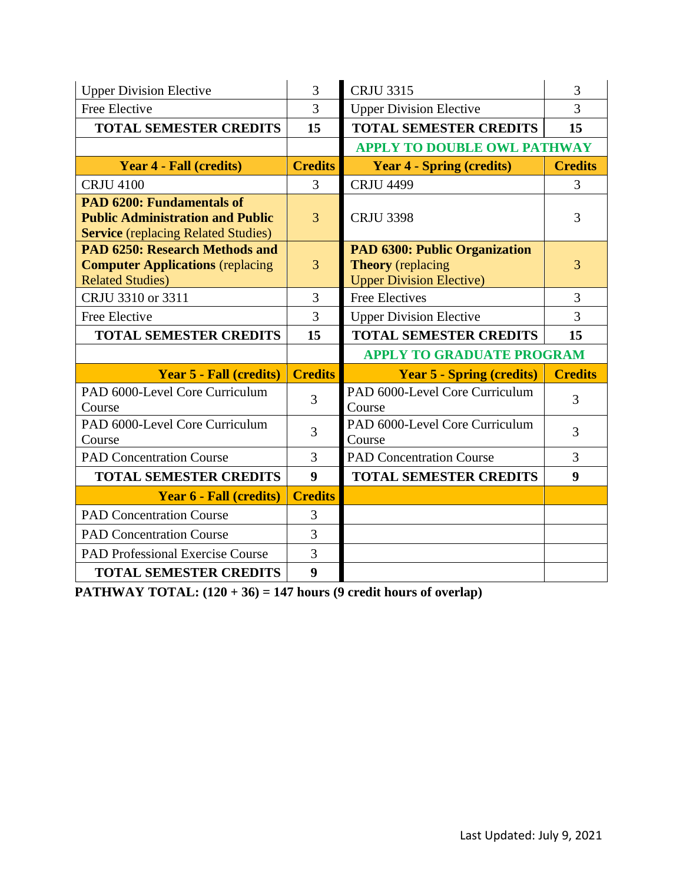| | | | |
|---|---|---|---|
| Upper Division Elective | 3 | CRJU 3315 | 3 |
| Free Elective | 3 | Upper Division Elective | 3 |
| **TOTAL SEMESTER CREDITS** | **15** | **TOTAL SEMESTER CREDITS** | **15** |
| | | **APPLY TO DOUBLE OWL PATHWAY** | |
| **Year 4 - Fall (credits)** | **Credits** | **Year 4 - Spring (credits)** | **Credits** |
| CRJU 4100 | 3 | CRJU 4499 | 3 |
| **PAD 6200: Fundamentals of Public Administration and Public Service** (replacing Related Studies) | 3 | CRJU 3398 | 3 |
| **PAD 6250: Research Methods and Computer Applications** (replacing Related Studies) | 3 | **PAD 6300: Public Organization Theory** (replacing Upper Division Elective) | 3 |
| CRJU 3310 or 3311 | 3 | Free Electives | 3 |
| Free Elective | 3 | Upper Division Elective | 3 |
| **TOTAL SEMESTER CREDITS** | **15** | **TOTAL SEMESTER CREDITS** | **15** |
| | | **APPLY TO GRADUATE PROGRAM** | |
| **Year 5 - Fall (credits)** | **Credits** | **Year 5 - Spring (credits)** | **Credits** |
| PAD 6000-Level Core Curriculum Course | 3 | PAD 6000-Level Core Curriculum Course | 3 |
| PAD 6000-Level Core Curriculum Course | 3 | PAD 6000-Level Core Curriculum Course | 3 |
| PAD Concentration Course | 3 | PAD Concentration Course | 3 |
| **TOTAL SEMESTER CREDITS** | **9** | **TOTAL SEMESTER CREDITS** | **9** |
| **Year 6 - Fall (credits)** | **Credits** | | |
| PAD Concentration Course | 3 | | |
| PAD Concentration Course | 3 | | |
| PAD Professional Exercise Course | 3 | | |
| **TOTAL SEMESTER CREDITS** | **9** | | |

**PATHWAY TOTAL: (120 + 36) = 147 hours (9 credit hours of overlap)**

Last Updated: July 9, 2021